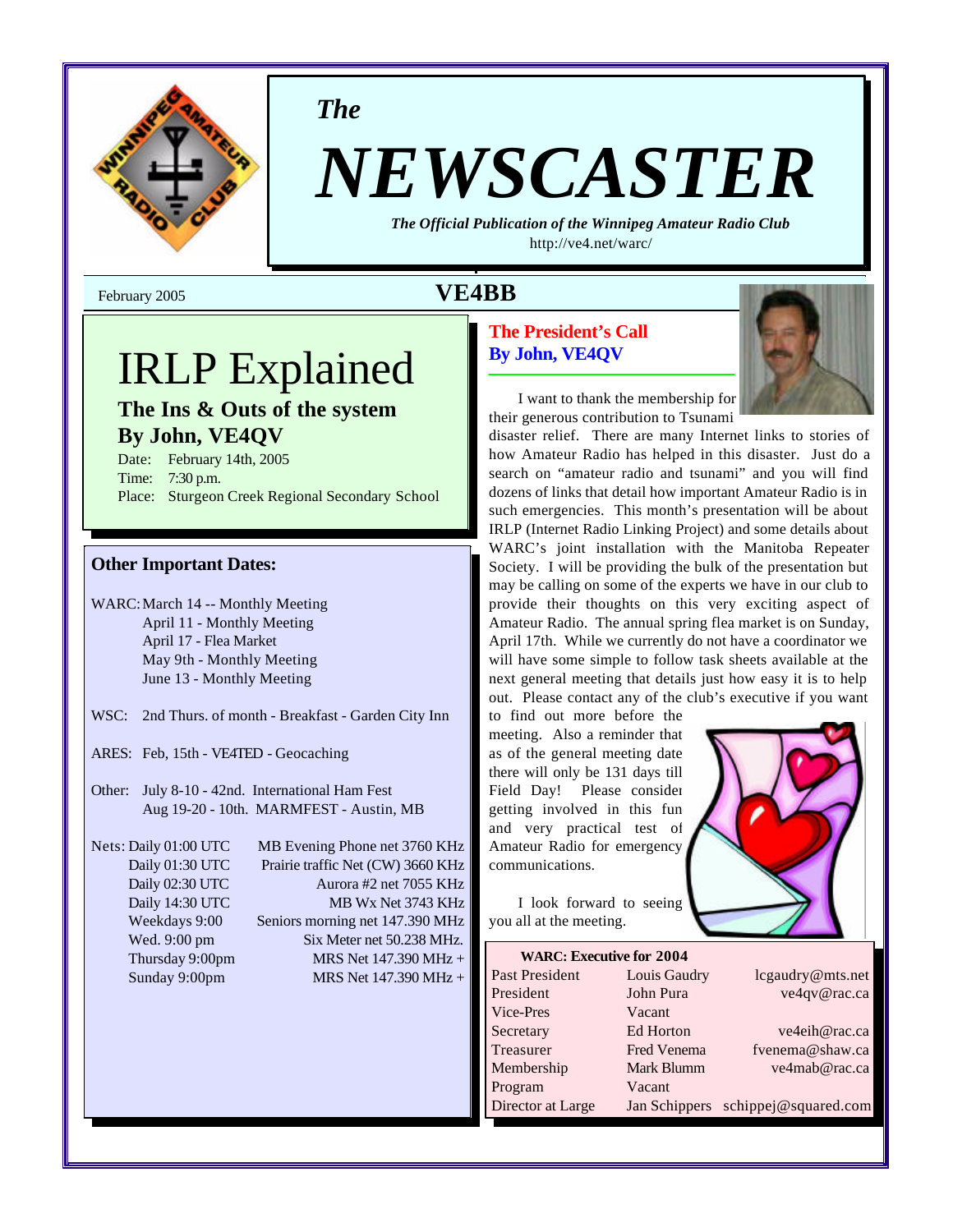# The NEWSCASTER

*The Official Publication of the Winnipeg Amateur Radio Club*
http://ve4.net/warc/

February 2005

## VE4BB

# IRLP Explained

### The Ins & Outs of the system
### By John, VE4QV

Date: February 14th, 2005
Time: 7:30 p.m.
Place: Sturgeon Creek Regional Secondary School

### Other Important Dates:

WARC: March 14 -- Monthly Meeting
April 11 - Monthly Meeting
April 17 - Flea Market
May 9th - Monthly Meeting
June 13 - Monthly Meeting

WSC: 2nd Thurs. of month - Breakfast - Garden City Inn

ARES: Feb, 15th - VE4TED - Geocaching

Other: July 8-10 - 42nd. International Ham Fest
Aug 19-20 - 10th. MARMFEST - Austin, MB

| Nets: | |
|---|---|
| Daily 01:00 UTC | MB Evening Phone net 3760 KHz |
| Daily 01:30 UTC | Prairie traffic Net (CW) 3660 KHz |
| Daily 02:30 UTC | Aurora #2 net 7055 KHz |
| Daily 14:30 UTC | MB Wx Net 3743 KHz |
| Weekdays 9:00 | Seniors morning net 147.390 MHz |
| Wed. 9:00 pm | Six Meter net 50.238 MHz. |
| Thursday 9:00pm | MRS Net 147.390 MHz + |
| Sunday 9:00pm | MRS Net 147.390 MHz + |

## The President's Call
### By John, VE4QV

I want to thank the membership for their generous contribution to Tsunami disaster relief. There are many Internet links to stories of how Amateur Radio has helped in this disaster. Just do a search on "amateur radio and tsunami" and you will find dozens of links that detail how important Amateur Radio is in such emergencies. This month's presentation will be about IRLP (Internet Radio Linking Project) and some details about WARC's joint installation with the Manitoba Repeater Society. I will be providing the bulk of the presentation but may be calling on some of the experts we have in our club to provide their thoughts on this very exciting aspect of Amateur Radio. The annual spring flea market is on Sunday, April 17th. While we currently do not have a coordinator we will have some simple to follow task sheets available at the next general meeting that details just how easy it is to help out. Please contact any of the club's executive if you want to find out more before the meeting. Also a reminder that as of the general meeting date there will only be 131 days till Field Day! Please consider getting involved in this fun and very practical test of Amateur Radio for emergency communications.

I look forward to seeing you all at the meeting.

| WARC: Executive for 2004 | | |
|---|---|---|
| Past President | Louis Gaudry | lcgaudry@mts.net |
| President | John Pura | ve4qv@rac.ca |
| Vice-Pres | Vacant | |
| Secretary | Ed Horton | ve4eih@rac.ca |
| Treasurer | Fred Venema | fvenema@shaw.ca |
| Membership | Mark Blumm | ve4mab@rac.ca |
| Program | Vacant | |
| Director at Large | Jan Schippers | schippej@squared.com |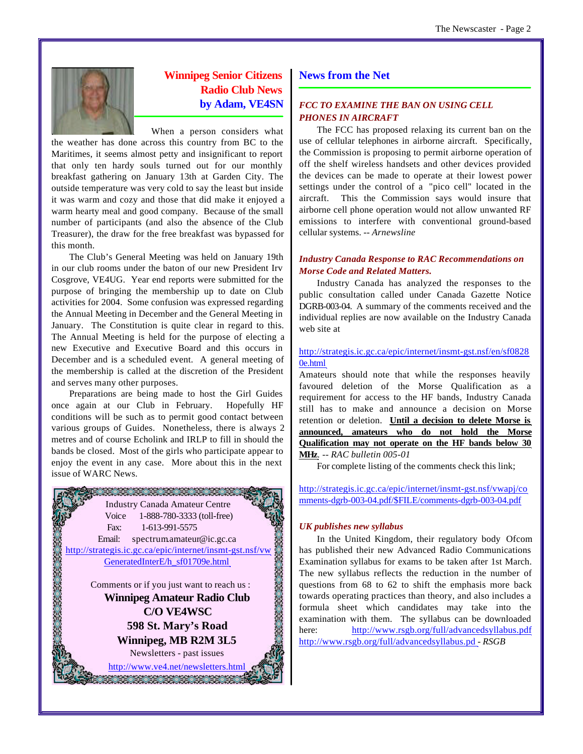## Winnipeg Senior Citizens Radio Club News

### by Adam, VE4SN

When a person considers what the weather has done across this country from BC to the Maritimes, it seems almost petty and insignificant to report that only ten hardy souls turned out for our monthly breakfast gathering on January 13th at Garden City. The outside temperature was very cold to say the least but inside it was warm and cozy and those that did make it enjoyed a warm hearty meal and good company. Because of the small number of participants (and also the absence of the Club Treasurer), the draw for the free breakfast was bypassed for this month.

The Club's General Meeting was held on January 19th in our club rooms under the baton of our new President Irv Cosgrove, VE4UG. Year end reports were submitted for the purpose of bringing the membership up to date on Club activities for 2004. Some confusion was expressed regarding the Annual Meeting in December and the General Meeting in January. The Constitution is quite clear in regard to this. The Annual Meeting is held for the purpose of electing a new Executive and Executive Board and this occurs in December and is a scheduled event. A general meeting of the membership is called at the discretion of the President and serves many other purposes.

Preparations are being made to host the Girl Guides once again at our Club in February. Hopefully HF conditions will be such as to permit good contact between various groups of Guides. Nonetheless, there is always 2 metres and of course Echolink and IRLP to fill in should the bands be closed. Most of the girls who participate appear to enjoy the event in any case. More about this in the next issue of WARC News.

Industry Canada Amateur Centre
Voice 1-888-780-3333 (toll-free)
Fax: 1-613-991-5575
Email: spectrum.amateur@ic.gc.ca
http://strategis.ic.gc.ca/epic/internet/insmt-gst.nsf/vwGeneratedInterE/h_sf01709e.html

Comments or if you just want to reach us :

**Winnipeg Amateur Radio Club**
**C/O VE4WSC**
**598 St. Mary's Road**
**Winnipeg, MB R2M 3L5**

Newsletters - past issues
http://www.ve4.net/newsletters.html

## News from the Net

### *FCC TO EXAMINE THE BAN ON USING CELL PHONES IN AIRCRAFT*

The FCC has proposed relaxing its current ban on the use of cellular telephones in airborne aircraft. Specifically, the Commission is proposing to permit airborne operation of off the shelf wireless handsets and other devices provided the devices can be made to operate at their lowest power settings under the control of a "pico cell" located in the aircraft. This the Commission says would insure that airborne cell phone operation would not allow unwanted RF emissions to interfere with conventional ground-based cellular systems. -- *Arnewsline*

### *Industry Canada Response to RAC Recommendations on Morse Code and Related Matters.*

Industry Canada has analyzed the responses to the public consultation called under Canada Gazette Notice DGRB-003-04. A summary of the comments received and the individual replies are now available on the Industry Canada web site at

http://strategis.ic.gc.ca/epic/internet/insmt-gst.nsf/en/sf08280e.html

Amateurs should note that while the responses heavily favoured deletion of the Morse Qualification as a requirement for access to the HF bands, Industry Canada still has to make and announce a decision on Morse retention or deletion. **Until a decision to delete Morse is announced, amateurs who do not hold the Morse Qualification may not operate on the HF bands below 30 MHz**. -- *RAC bulletin 005-01*

For complete listing of the comments check this link;

http://strategis.ic.gc.ca/epic/internet/insmt-gst.nsf/vwapj/comments-dgrb-003-04.pdf/$FILE/comments-dgrb-003-04.pdf

### *UK publishes new syllabus*

In the United Kingdom, their regulatory body Ofcom has published their new Advanced Radio Communications Examination syllabus for exams to be taken after 1st March. The new syllabus reflects the reduction in the number of questions from 68 to 62 to shift the emphasis more back towards operating practices than theory, and also includes a formula sheet which candidates may take into the examination with them. The syllabus can be downloaded here: http://www.rsgb.org/full/advancedsyllabus.pdf http://www.rsgb.org/full/advancedsyllabus.pd - *RSGB*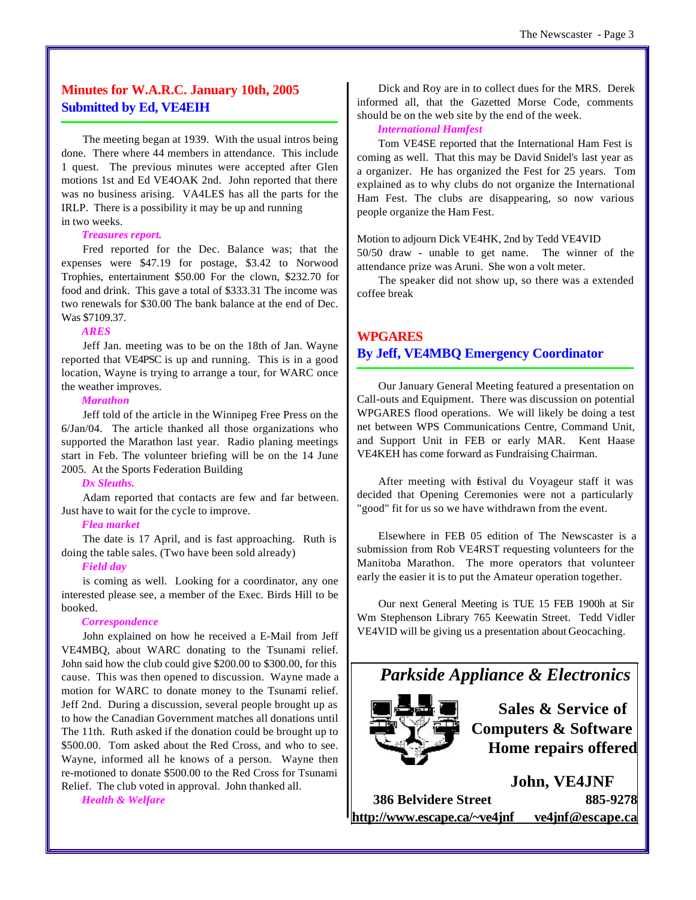## Minutes for W.A.R.C. January 10th, 2005
## Submitted by Ed, VE4EIH

The meeting began at 1939. With the usual intros being done. There where 44 members in attendance. This include 1 quest. The previous minutes were accepted after Glen motions 1st and Ed VE4OAK 2nd. John reported that there was no business arising. VA4LES has all the parts for the IRLP. There is a possibility it may be up and running in two weeks.

***Treasures report.***

Fred reported for the Dec. Balance was; that the expenses were $47.19 for postage, $3.42 to Norwood Trophies, entertainment $50.00 For the clown, $232.70 for food and drink. This gave a total of $333.31 The income was two renewals for $30.00 The bank balance at the end of Dec. Was $7109.37.

***ARES***

Jeff Jan. meeting was to be on the 18th of Jan. Wayne reported that VE4PSC is up and running. This is in a good location, Wayne is trying to arrange a tour, for WARC once the weather improves.

***Marathon***

Jeff told of the article in the Winnipeg Free Press on the 6/Jan/04. The article thanked all those organizations who supported the Marathon last year. Radio planing meetings start in Feb. The volunteer briefing will be on the 14 June 2005. At the Sports Federation Building

***Dx Sleuths.***

Adam reported that contacts are few and far between. Just have to wait for the cycle to improve.

***Flea market***

The date is 17 April, and is fast approaching. Ruth is doing the table sales. (Two have been sold already)

***Field day***

is coming as well. Looking for a coordinator, any one interested please see, a member of the Exec. Birds Hill to be booked.

***Correspondence***

John explained on how he received a E-Mail from Jeff VE4MBQ, about WARC donating to the Tsunami relief. John said how the club could give $200.00 to $300.00, for this cause. This was then opened to discussion. Wayne made a motion for WARC to donate money to the Tsunami relief. Jeff 2nd. During a discussion, several people brought up as to how the Canadian Government matches all donations until The 11th. Ruth asked if the donation could be brought up to $500.00. Tom asked about the Red Cross, and who to see. Wayne, informed all he knows of a person. Wayne then re-motioned to donate $500.00 to the Red Cross for Tsunami Relief. The club voted in approval. John thanked all.

***Health & Welfare***

Dick and Roy are in to collect dues for the MRS. Derek informed all, that the Gazetted Morse Code, comments should be on the web site by the end of the week.

***International Hamfest***

Tom VE4SE reported that the International Ham Fest is coming as well. That this may be David Snidel's last year as a organizer. He has organized the Fest for 25 years. Tom explained as to why clubs do not organize the International Ham Fest. The clubs are disappearing, so now various people organize the Ham Fest.

Motion to adjourn Dick VE4HK, 2nd by Tedd VE4VID
50/50 draw - unable to get name. The winner of the attendance prize was Aruni. She won a volt meter.

The speaker did not show up, so there was a extended coffee break

## WPGARES
## By Jeff, VE4MBQ Emergency Coordinator

Our January General Meeting featured a presentation on Call-outs and Equipment. There was discussion on potential WPGARES flood operations. We will likely be doing a test net between WPS Communications Centre, Command Unit, and Support Unit in FEB or early MAR. Kent Haase VE4KEH has come forward as Fundraising Chairman.

After meeting with Festival du Voyageur staff it was decided that Opening Ceremonies were not a particularly "good" fit for us so we have withdrawn from the event.

Elsewhere in FEB 05 edition of The Newscaster is a submission from Rob VE4RST requesting volunteers for the Manitoba Marathon. The more operators that volunteer early the easier it is to put the Amateur operation together.

Our next General Meeting is TUE 15 FEB 1900h at Sir Wm Stephenson Library 765 Keewatin Street. Tedd Vidler VE4VID will be giving us a presentation about Geocaching.

---

***Parkside Appliance & Electronics***

**Sales & Service of**
**Computers & Software**
**Home repairs offered**

**John, VE4JNF**

**386 Belvidere Street** **885-9278**
**http://www.escape.ca/~ve4jnf** **ve4jnf@escape.ca**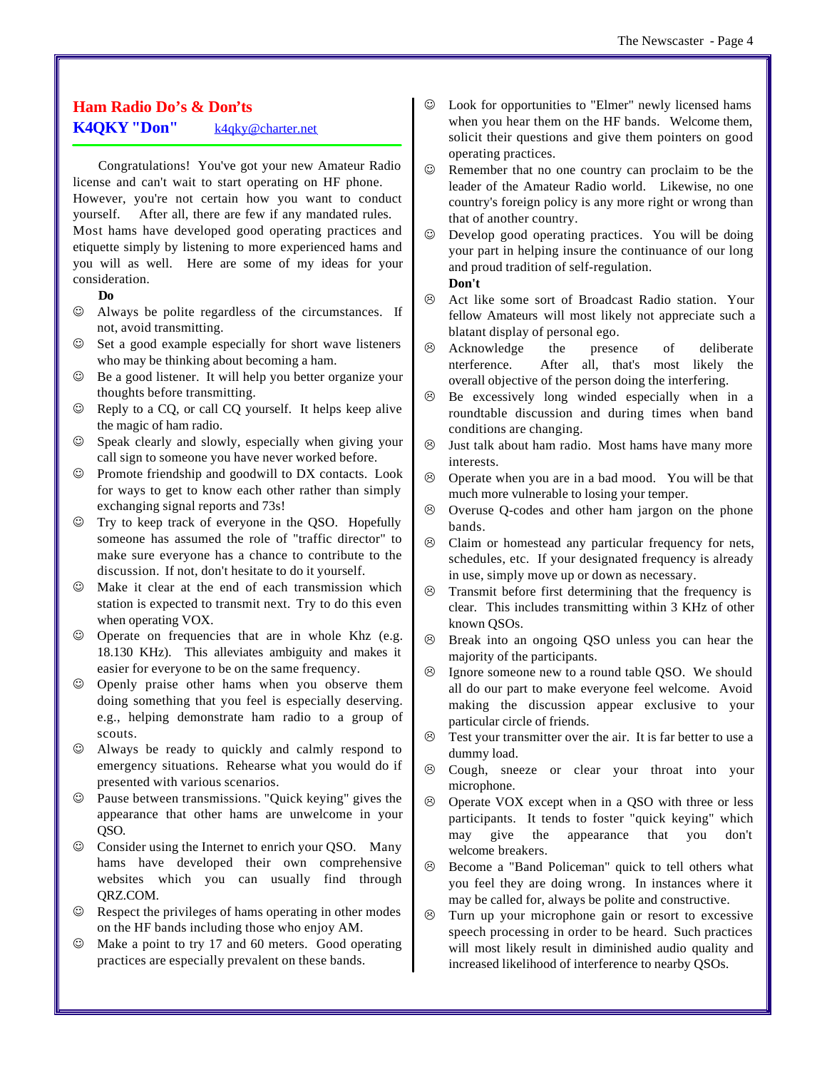## Ham Radio Do's & Don'ts

**K4QKY "Don"** k4qky@charter.net

Congratulations! You've got your new Amateur Radio license and can't wait to start operating on HF phone. However, you're not certain how you want to conduct yourself. After all, there are few if any mandated rules. Most hams have developed good operating practices and etiquette simply by listening to more experienced hams and you will as well. Here are some of my ideas for your consideration.

**Do**

- ☺ Always be polite regardless of the circumstances. If not, avoid transmitting.
- ☺ Set a good example especially for short wave listeners who may be thinking about becoming a ham.
- ☺ Be a good listener. It will help you better organize your thoughts before transmitting.
- ☺ Reply to a CQ, or call CQ yourself. It helps keep alive the magic of ham radio.
- ☺ Speak clearly and slowly, especially when giving your call sign to someone you have never worked before.
- ☺ Promote friendship and goodwill to DX contacts. Look for ways to get to know each other rather than simply exchanging signal reports and 73s!
- ☺ Try to keep track of everyone in the QSO. Hopefully someone has assumed the role of "traffic director" to make sure everyone has a chance to contribute to the discussion. If not, don't hesitate to do it yourself.
- ☺ Make it clear at the end of each transmission which station is expected to transmit next. Try to do this even when operating VOX.
- ☺ Operate on frequencies that are in whole Khz (e.g. 18.130 KHz). This alleviates ambiguity and makes it easier for everyone to be on the same frequency.
- ☺ Openly praise other hams when you observe them doing something that you feel is especially deserving. e.g., helping demonstrate ham radio to a group of scouts.
- ☺ Always be ready to quickly and calmly respond to emergency situations. Rehearse what you would do if presented with various scenarios.
- ☺ Pause between transmissions. "Quick keying" gives the appearance that other hams are unwelcome in your QSO.
- ☺ Consider using the Internet to enrich your QSO. Many hams have developed their own comprehensive websites which you can usually find through QRZ.COM.
- ☺ Respect the privileges of hams operating in other modes on the HF bands including those who enjoy AM.
- ☺ Make a point to try 17 and 60 meters. Good operating practices are especially prevalent on these bands.
- ☺ Look for opportunities to "Elmer" newly licensed hams when you hear them on the HF bands. Welcome them, solicit their questions and give them pointers on good operating practices.
- ☺ Remember that no one country can proclaim to be the leader of the Amateur Radio world. Likewise, no one country's foreign policy is any more right or wrong than that of another country.
- ☺ Develop good operating practices. You will be doing your part in helping insure the continuance of our long and proud tradition of self-regulation.

**Don't**

- ☹ Act like some sort of Broadcast Radio station. Your fellow Amateurs will most likely not appreciate such a blatant display of personal ego.
- ☹ Acknowledge the presence of deliberate nterference. After all, that's most likely the overall objective of the person doing the interfering.
- ☹ Be excessively long winded especially when in a roundtable discussion and during times when band conditions are changing.
- ☹ Just talk about ham radio. Most hams have many more interests.
- ☹ Operate when you are in a bad mood. You will be that much more vulnerable to losing your temper.
- ☹ Overuse Q-codes and other ham jargon on the phone bands.
- ☹ Claim or homestead any particular frequency for nets, schedules, etc. If your designated frequency is already in use, simply move up or down as necessary.
- ☹ Transmit before first determining that the frequency is clear. This includes transmitting within 3 KHz of other known QSOs.
- ☹ Break into an ongoing QSO unless you can hear the majority of the participants.
- ☹ Ignore someone new to a round table QSO. We should all do our part to make everyone feel welcome. Avoid making the discussion appear exclusive to your particular circle of friends.
- ☹ Test your transmitter over the air. It is far better to use a dummy load.
- ☹ Cough, sneeze or clear your throat into your microphone.
- ☹ Operate VOX except when in a QSO with three or less participants. It tends to foster "quick keying" which may give the appearance that you don't welcome breakers.
- ☹ Become a "Band Policeman" quick to tell others what you feel they are doing wrong. In instances where it may be called for, always be polite and constructive.
- ☹ Turn up your microphone gain or resort to excessive speech processing in order to be heard. Such practices will most likely result in diminished audio quality and increased likelihood of interference to nearby QSOs.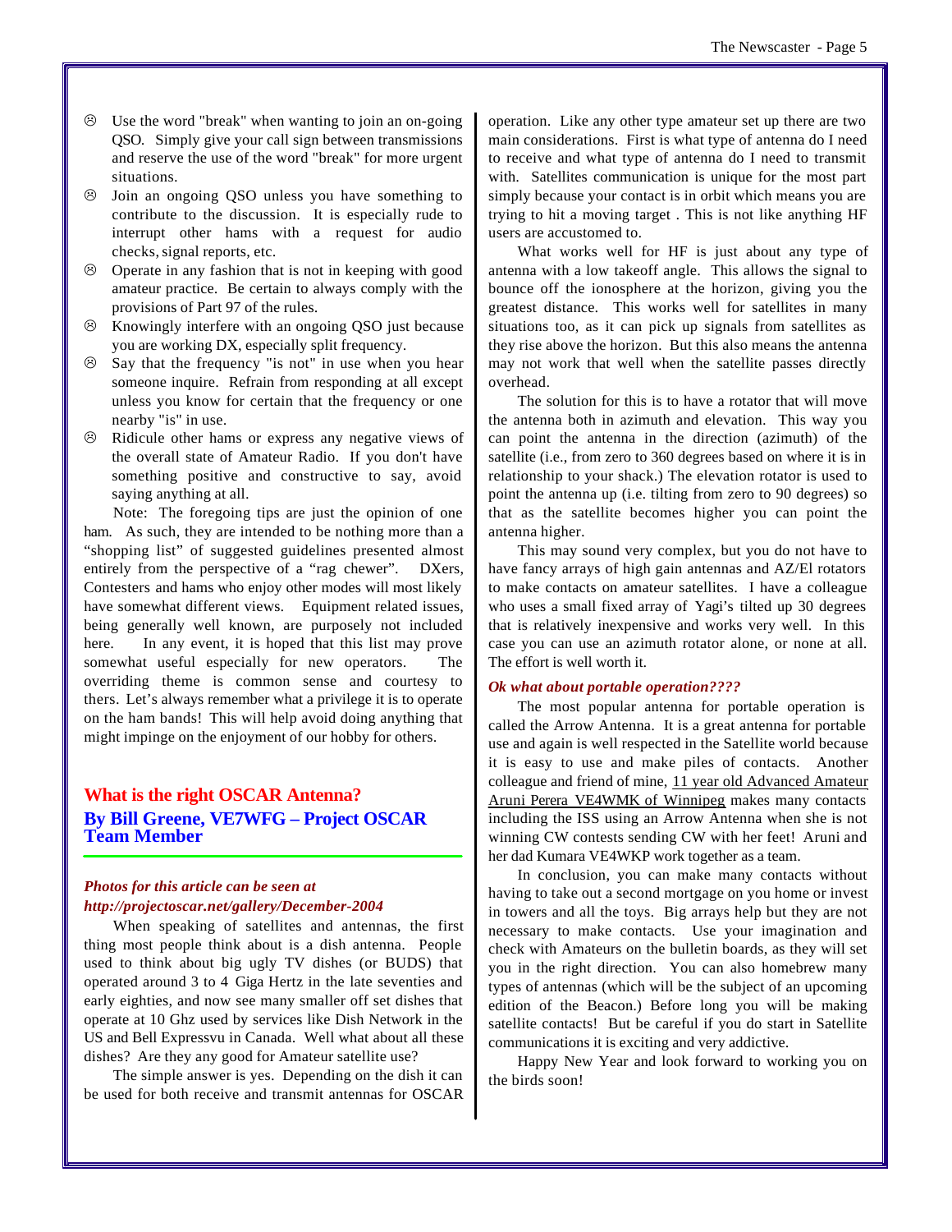- ☹ Use the word "break" when wanting to join an on-going QSO. Simply give your call sign between transmissions and reserve the use of the word "break" for more urgent situations.
- ☹ Join an ongoing QSO unless you have something to contribute to the discussion. It is especially rude to interrupt other hams with a request for audio checks, signal reports, etc.
- ☹ Operate in any fashion that is not in keeping with good amateur practice. Be certain to always comply with the provisions of Part 97 of the rules.
- ☹ Knowingly interfere with an ongoing QSO just because you are working DX, especially split frequency.
- ☹ Say that the frequency "is not" in use when you hear someone inquire. Refrain from responding at all except unless you know for certain that the frequency or one nearby "is" in use.
- ☹ Ridicule other hams or express any negative views of the overall state of Amateur Radio. If you don't have something positive and constructive to say, avoid saying anything at all.

Note: The foregoing tips are just the opinion of one ham. As such, they are intended to be nothing more than a "shopping list" of suggested guidelines presented almost entirely from the perspective of a "rag chewer". DXers, Contesters and hams who enjoy other modes will most likely have somewhat different views. Equipment related issues, being generally well known, are purposely not included here. In any event, it is hoped that this list may prove somewhat useful especially for new operators. The overriding theme is common sense and courtesy to thers. Let's always remember what a privilege it is to operate on the ham bands! This will help avoid doing anything that might impinge on the enjoyment of our hobby for others.

## What is the right OSCAR Antenna?

## By Bill Greene, VE7WFG – Project OSCAR Team Member

***Photos for this article can be seen at http://projectoscar.net/gallery/December-2004***

When speaking of satellites and antennas, the first thing most people think about is a dish antenna. People used to think about big ugly TV dishes (or BUDS) that operated around 3 to 4 Giga Hertz in the late seventies and early eighties, and now see many smaller off set dishes that operate at 10 Ghz used by services like Dish Network in the US and Bell Expressvu in Canada. Well what about all these dishes? Are they any good for Amateur satellite use?

The simple answer is yes. Depending on the dish it can be used for both receive and transmit antennas for OSCAR operation. Like any other type amateur set up there are two main considerations. First is what type of antenna do I need to receive and what type of antenna do I need to transmit with. Satellites communication is unique for the most part simply because your contact is in orbit which means you are trying to hit a moving target . This is not like anything HF users are accustomed to.

What works well for HF is just about any type of antenna with a low takeoff angle. This allows the signal to bounce off the ionosphere at the horizon, giving you the greatest distance. This works well for satellites in many situations too, as it can pick up signals from satellites as they rise above the horizon. But this also means the antenna may not work that well when the satellite passes directly overhead.

The solution for this is to have a rotator that will move the antenna both in azimuth and elevation. This way you can point the antenna in the direction (azimuth) of the satellite (i.e., from zero to 360 degrees based on where it is in relationship to your shack.) The elevation rotator is used to point the antenna up (i.e. tilting from zero to 90 degrees) so that as the satellite becomes higher you can point the antenna higher.

This may sound very complex, but you do not have to have fancy arrays of high gain antennas and AZ/El rotators to make contacts on amateur satellites. I have a colleague who uses a small fixed array of Yagi's tilted up 30 degrees that is relatively inexpensive and works very well. In this case you can use an azimuth rotator alone, or none at all. The effort is well worth it.

***Ok what about portable operation????***

The most popular antenna for portable operation is called the Arrow Antenna. It is a great antenna for portable use and again is well respected in the Satellite world because it is easy to use and make piles of contacts. Another colleague and friend of mine, 11 year old Advanced Amateur Aruni Perera VE4WMK of Winnipeg makes many contacts including the ISS using an Arrow Antenna when she is not winning CW contests sending CW with her feet! Aruni and her dad Kumara VE4WKP work together as a team.

In conclusion, you can make many contacts without having to take out a second mortgage on you home or invest in towers and all the toys. Big arrays help but they are not necessary to make contacts. Use your imagination and check with Amateurs on the bulletin boards, as they will set you in the right direction. You can also homebrew many types of antennas (which will be the subject of an upcoming edition of the Beacon.) Before long you will be making satellite contacts! But be careful if you do start in Satellite communications it is exciting and very addictive.

Happy New Year and look forward to working you on the birds soon!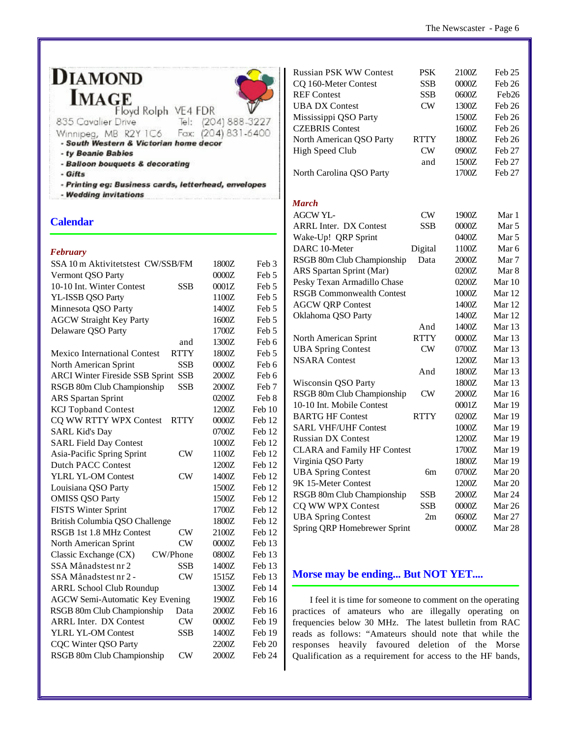**DIAMOND IMAGE**

Floyd Rolph VE4 FDR

835 Cavalier Drive — Tel: (204) 888-3227

Winnipeg, MB R2Y 1C6 — Fax: (204) 831-6400

- **South Western & Victorian home decor**
- **ty Beanie Babies**
- **Balloon bouquets & decorating**
- **Gifts**
- **Printing eg: Business cards, letterhead, envelopes**
- **Wedding invitations**

## Calendar

***February***

| Contest | Mode | Time | Date |
|---|---|---|---|
| SSA 10 m Aktivitetstest CW/SSB/FM | | 1800Z | Feb 3 |
| Vermont QSO Party | | 0000Z | Feb 5 |
| 10-10 Int. Winter Contest | SSB | 0001Z | Feb 5 |
| YL-ISSB QSO Party | | 1100Z | Feb 5 |
| Minnesota QSO Party | | 1400Z | Feb 5 |
| AGCW Straight Key Party | | 1600Z | Feb 5 |
| Delaware QSO Party | | 1700Z | Feb 5 |
| | and | 1300Z | Feb 6 |
| Mexico International Contest | RTTY | 1800Z | Feb 5 |
| North American Sprint | SSB | 0000Z | Feb 6 |
| ARCI Winter Fireside SSB Sprint | SSB | 2000Z | Feb 6 |
| RSGB 80m Club Championship | SSB | 2000Z | Feb 7 |
| ARS Spartan Sprint | | 0200Z | Feb 8 |
| KCJ Topband Contest | | 1200Z | Feb 10 |
| CQ WW RTTY WPX Contest | RTTY | 0000Z | Feb 12 |
| SARL Kid's Day | | 0700Z | Feb 12 |
| SARL Field Day Contest | | 1000Z | Feb 12 |
| Asia-Pacific Spring Sprint | CW | 1100Z | Feb 12 |
| Dutch PACC Contest | | 1200Z | Feb 12 |
| YLRL YL-OM Contest | CW | 1400Z | Feb 12 |
| Louisiana QSO Party | | 1500Z | Feb 12 |
| OMISS QSO Party | | 1500Z | Feb 12 |
| FISTS Winter Sprint | | 1700Z | Feb 12 |
| British Columbia QSO Challenge | | 1800Z | Feb 12 |
| RSGB 1st 1.8 MHz Contest | CW | 2100Z | Feb 12 |
| North American Sprint | CW | 0000Z | Feb 13 |
| Classic Exchange (CX) | CW/Phone | 0800Z | Feb 13 |
| SSA Månadstest nr 2 | SSB | 1400Z | Feb 13 |
| SSA Månadstest nr 2 - | CW | 1515Z | Feb 13 |
| ARRL School Club Roundup | | 1300Z | Feb 14 |
| AGCW Semi-Automatic Key Evening | | 1900Z | Feb 16 |
| RSGB 80m Club Championship | Data | 2000Z | Feb 16 |
| ARRL Inter. DX Contest | CW | 0000Z | Feb 19 |
| YLRL YL-OM Contest | SSB | 1400Z | Feb 19 |
| CQC Winter QSO Party | | 2200Z | Feb 20 |
| RSGB 80m Club Championship | CW | 2000Z | Feb 24 |
| Russian PSK WW Contest | PSK | 2100Z | Feb 25 |
| CQ 160-Meter Contest | SSB | 0000Z | Feb 26 |
| REF Contest | SSB | 0600Z | Feb26 |
| UBA DX Contest | CW | 1300Z | Feb 26 |
| Mississippi QSO Party | | 1500Z | Feb 26 |
| CZEBRIS Contest | | 1600Z | Feb 26 |
| North American QSO Party | RTTY | 1800Z | Feb 26 |
| High Speed Club | CW | 0900Z | Feb 27 |
| | and | 1500Z | Feb 27 |
| North Carolina QSO Party | | 1700Z | Feb 27 |

***March***

| Contest | Mode | Time | Date |
|---|---|---|---|
| AGCW YL- | CW | 1900Z | Mar 1 |
| ARRL Inter. DX Contest | SSB | 0000Z | Mar 5 |
| Wake-Up! QRP Sprint | | 0400Z | Mar 5 |
| DARC 10-Meter | Digital | 1100Z | Mar 6 |
| RSGB 80m Club Championship | Data | 2000Z | Mar 7 |
| ARS Spartan Sprint (Mar) | | 0200Z | Mar 8 |
| Pesky Texan Armadillo Chase | | 0200Z | Mar 10 |
| RSGB Commonwealth Contest | | 1000Z | Mar 12 |
| AGCW QRP Contest | | 1400Z | Mar 12 |
| Oklahoma QSO Party | | 1400Z | Mar 12 |
| | And | 1400Z | Mar 13 |
| North American Sprint | RTTY | 0000Z | Mar 13 |
| UBA Spring Contest | CW | 0700Z | Mar 13 |
| NSARA Contest | | 1200Z | Mar 13 |
| | And | 1800Z | Mar 13 |
| Wisconsin QSO Party | | 1800Z | Mar 13 |
| RSGB 80m Club Championship | CW | 2000Z | Mar 16 |
| 10-10 Int. Mobile Contest | | 0001Z | Mar 19 |
| BARTG HF Contest | RTTY | 0200Z | Mar 19 |
| SARL VHF/UHF Contest | | 1000Z | Mar 19 |
| Russian DX Contest | | 1200Z | Mar 19 |
| CLARA and Family HF Contest | | 1700Z | Mar 19 |
| Virginia QSO Party | | 1800Z | Mar 19 |
| UBA Spring Contest | 6m | 0700Z | Mar 20 |
| 9K 15-Meter Contest | | 1200Z | Mar 20 |
| RSGB 80m Club Championship | SSB | 2000Z | Mar 24 |
| CQ WW WPX Contest | SSB | 0000Z | Mar 26 |
| UBA Spring Contest | 2m | 0600Z | Mar 27 |
| Spring QRP Homebrewer Sprint | | 0000Z | Mar 28 |

## Morse may be ending... But NOT YET....

I feel it is time for someone to comment on the operating practices of amateurs who are illegally operating on frequencies below 30 MHz. The latest bulletin from RAC reads as follows: "Amateurs should note that while the responses heavily favoured deletion of the Morse Qualification as a requirement for access to the HF bands,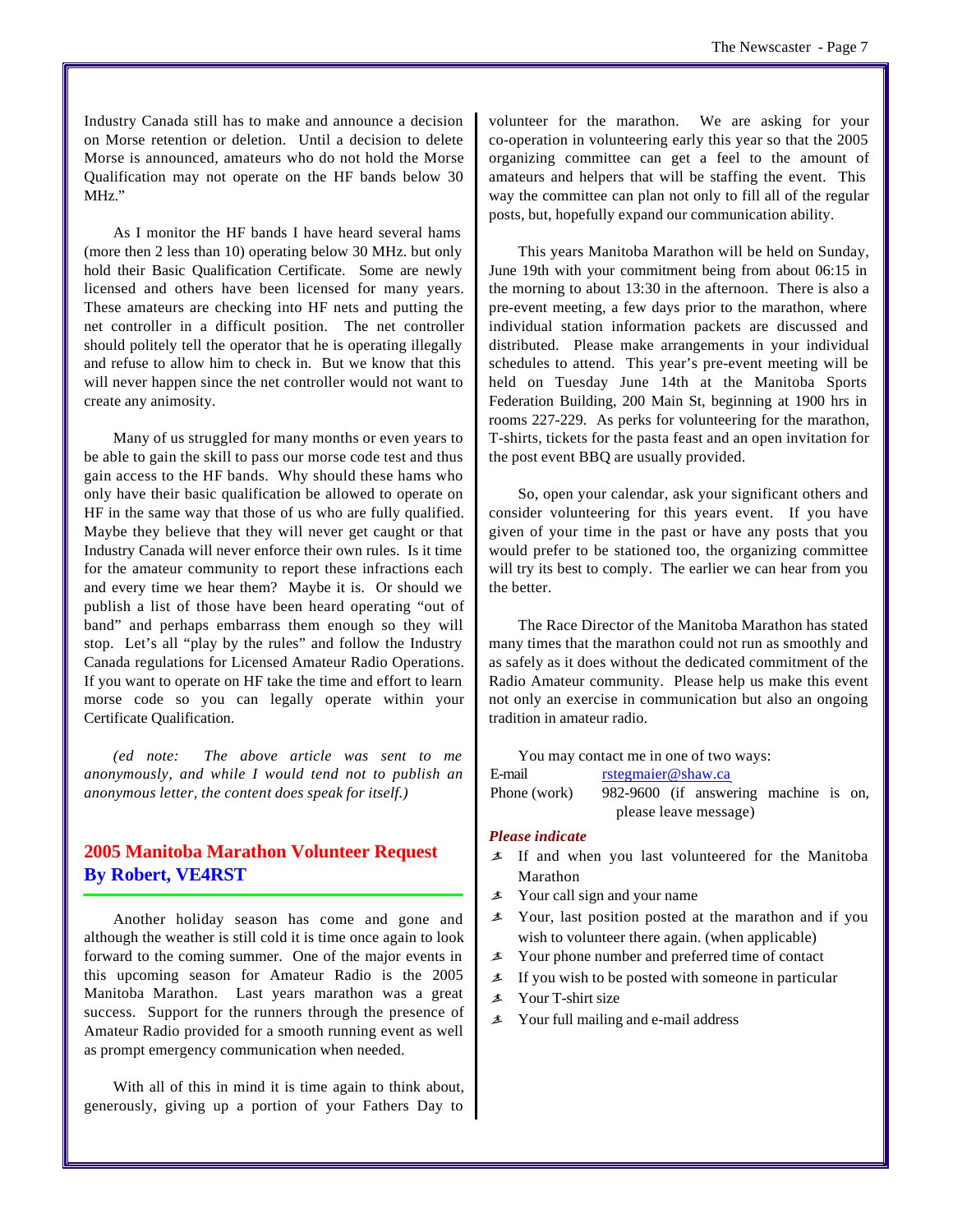Industry Canada still has to make and announce a decision on Morse retention or deletion. Until a decision to delete Morse is announced, amateurs who do not hold the Morse Qualification may not operate on the HF bands below 30 MHz."

As I monitor the HF bands I have heard several hams (more then 2 less than 10) operating below 30 MHz. but only hold their Basic Qualification Certificate. Some are newly licensed and others have been licensed for many years. These amateurs are checking into HF nets and putting the net controller in a difficult position. The net controller should politely tell the operator that he is operating illegally and refuse to allow him to check in. But we know that this will never happen since the net controller would not want to create any animosity.

Many of us struggled for many months or even years to be able to gain the skill to pass our morse code test and thus gain access to the HF bands. Why should these hams who only have their basic qualification be allowed to operate on HF in the same way that those of us who are fully qualified. Maybe they believe that they will never get caught or that Industry Canada will never enforce their own rules. Is it time for the amateur community to report these infractions each and every time we hear them? Maybe it is. Or should we publish a list of those have been heard operating "out of band" and perhaps embarrass them enough so they will stop. Let's all "play by the rules" and follow the Industry Canada regulations for Licensed Amateur Radio Operations. If you want to operate on HF take the time and effort to learn morse code so you can legally operate within your Certificate Qualification.

*(ed note: The above article was sent to me anonymously, and while I would tend not to publish an anonymous letter, the content does speak for itself.)*

## 2005 Manitoba Marathon Volunteer Request
## By Robert, VE4RST

Another holiday season has come and gone and although the weather is still cold it is time once again to look forward to the coming summer. One of the major events in this upcoming season for Amateur Radio is the 2005 Manitoba Marathon. Last years marathon was a great success. Support for the runners through the presence of Amateur Radio provided for a smooth running event as well as prompt emergency communication when needed.

With all of this in mind it is time again to think about, generously, giving up a portion of your Fathers Day to volunteer for the marathon. We are asking for your co-operation in volunteering early this year so that the 2005 organizing committee can get a feel to the amount of amateurs and helpers that will be staffing the event. This way the committee can plan not only to fill all of the regular posts, but, hopefully expand our communication ability.

This years Manitoba Marathon will be held on Sunday, June 19th with your commitment being from about 06:15 in the morning to about 13:30 in the afternoon. There is also a pre-event meeting, a few days prior to the marathon, where individual station information packets are discussed and distributed. Please make arrangements in your individual schedules to attend. This year's pre-event meeting will be held on Tuesday June 14th at the Manitoba Sports Federation Building, 200 Main St, beginning at 1900 hrs in rooms 227-229. As perks for volunteering for the marathon, T-shirts, tickets for the pasta feast and an open invitation for the post event BBQ are usually provided.

So, open your calendar, ask your significant others and consider volunteering for this years event. If you have given of your time in the past or have any posts that you would prefer to be stationed too, the organizing committee will try its best to comply. The earlier we can hear from you the better.

The Race Director of the Manitoba Marathon has stated many times that the marathon could not run as smoothly and as safely as it does without the dedicated commitment of the Radio Amateur community. Please help us make this event not only an exercise in communication but also an ongoing tradition in amateur radio.

You may contact me in one of two ways:

E-mail rstegmaier@shaw.ca
Phone (work) 982-9600 (if answering machine is on, please leave message)

***Please indicate***

- If and when you last volunteered for the Manitoba Marathon
- Your call sign and your name
- Your, last position posted at the marathon and if you wish to volunteer there again. (when applicable)
- Your phone number and preferred time of contact
- If you wish to be posted with someone in particular
- Your T-shirt size
- Your full mailing and e-mail address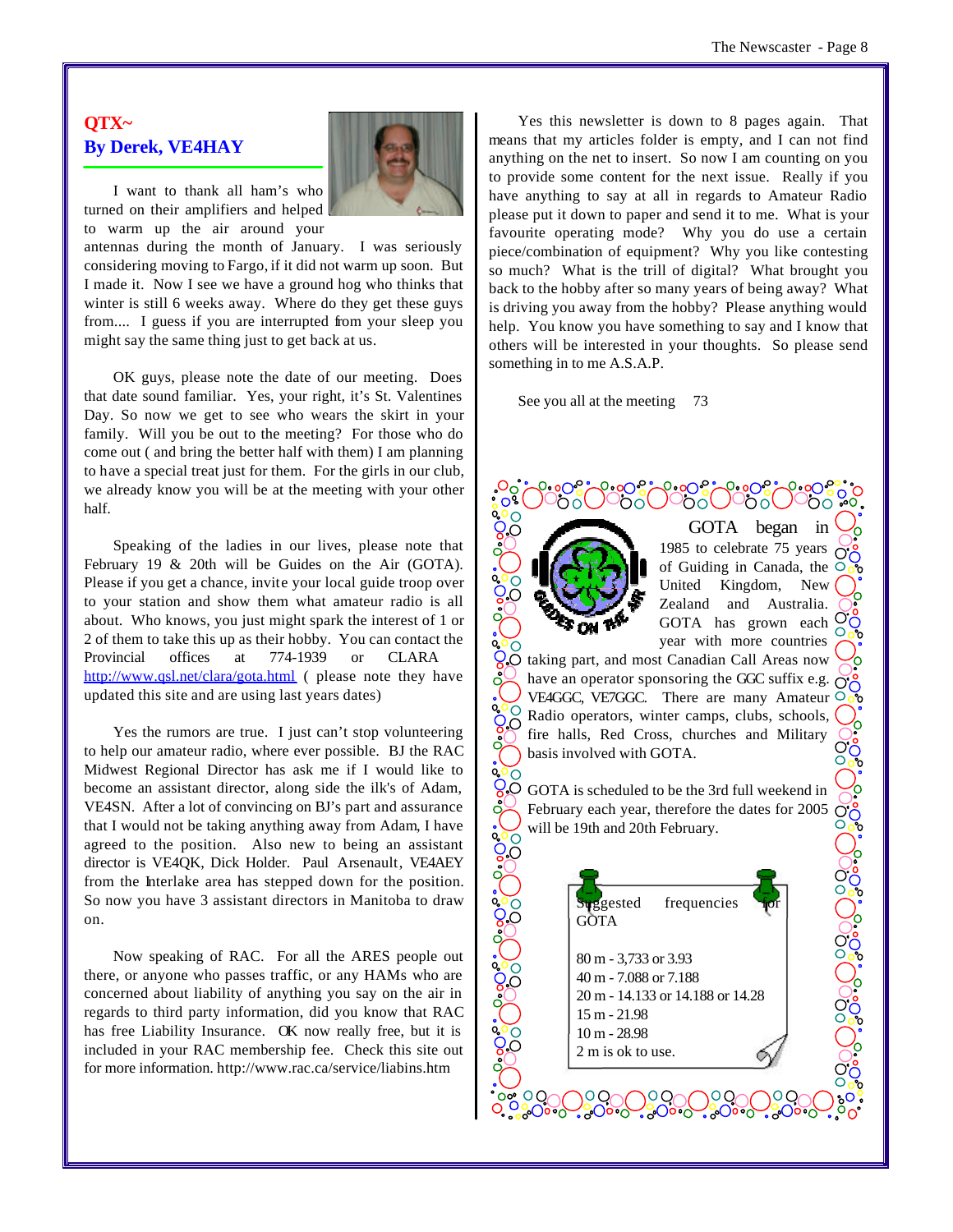## QTX~
## By Derek, VE4HAY

I want to thank all ham's who turned on their amplifiers and helped to warm up the air around your antennas during the month of January. I was seriously considering moving to Fargo, if it did not warm up soon. But I made it. Now I see we have a ground hog who thinks that winter is still 6 weeks away. Where do they get these guys from.... I guess if you are interrupted from your sleep you might say the same thing just to get back at us.

OK guys, please note the date of our meeting. Does that date sound familiar. Yes, your right, it's St. Valentines Day. So now we get to see who wears the skirt in your family. Will you be out to the meeting? For those who do come out ( and bring the better half with them) I am planning to have a special treat just for them. For the girls in our club, we already know you will be at the meeting with your other half.

Speaking of the ladies in our lives, please note that February 19 & 20th will be Guides on the Air (GOTA). Please if you get a chance, invite your local guide troop over to your station and show them what amateur radio is all about. Who knows, you just might spark the interest of 1 or 2 of them to take this up as their hobby. You can contact the Provincial offices at 774-1939 or CLARA [http://www.qsl.net/clara/gota.html](http://www.qsl.net/clara/gota.html) ( please note they have updated this site and are using last years dates)

Yes the rumors are true. I just can't stop volunteering to help our amateur radio, where ever possible. BJ the RAC Midwest Regional Director has ask me if I would like to become an assistant director, along side the ilk's of Adam, VE4SN. After a lot of convincing on BJ's part and assurance that I would not be taking anything away from Adam, I have agreed to the position. Also new to being an assistant director is VE4QK, Dick Holder. Paul Arsenault, VE4AEY from the Interlake area has stepped down for the position. So now you have 3 assistant directors in Manitoba to draw on.

Now speaking of RAC. For all the ARES people out there, or anyone who passes traffic, or any HAMs who are concerned about liability of anything you say on the air in regards to third party information, did you know that RAC has free Liability Insurance. OK now really free, but it is included in your RAC membership fee. Check this site out for more information. http://www.rac.ca/service/liabins.htm

Yes this newsletter is down to 8 pages again. That means that my articles folder is empty, and I can not find anything on the net to insert. So now I am counting on you to provide some content for the next issue. Really if you have anything to say at all in regards to Amateur Radio please put it down to paper and send it to me. What is your favourite operating mode? Why you do use a certain piece/combination of equipment? Why you like contesting so much? What is the trill of digital? What brought you back to the hobby after so many years of being away? What is driving you away from the hobby? Please anything would help. You know you have something to say and I know that others will be interested in your thoughts. So please send something in to me A.S.A.P.

See you all at the meeting 73

GOTA began in 1985 to celebrate 75 years of Guiding in Canada, the United Kingdom, New Zealand and Australia. GOTA has grown each year with more countries taking part, and most Canadian Call Areas now have an operator sponsoring the GGC suffix e.g. VE4GGC, VE7GGC. There are many Amateur Radio operators, winter camps, clubs, schools, fire halls, Red Cross, churches and Military basis involved with GOTA.

GOTA is scheduled to be the 3rd full weekend in February each year, therefore the dates for 2005 will be 19th and 20th February.

Suggested frequencies for GOTA

80 m - 3,733 or 3.93
40 m - 7.088 or 7.188
20 m - 14.133 or 14.188 or 14.28
15 m - 21.98
10 m - 28.98
2 m is ok to use.